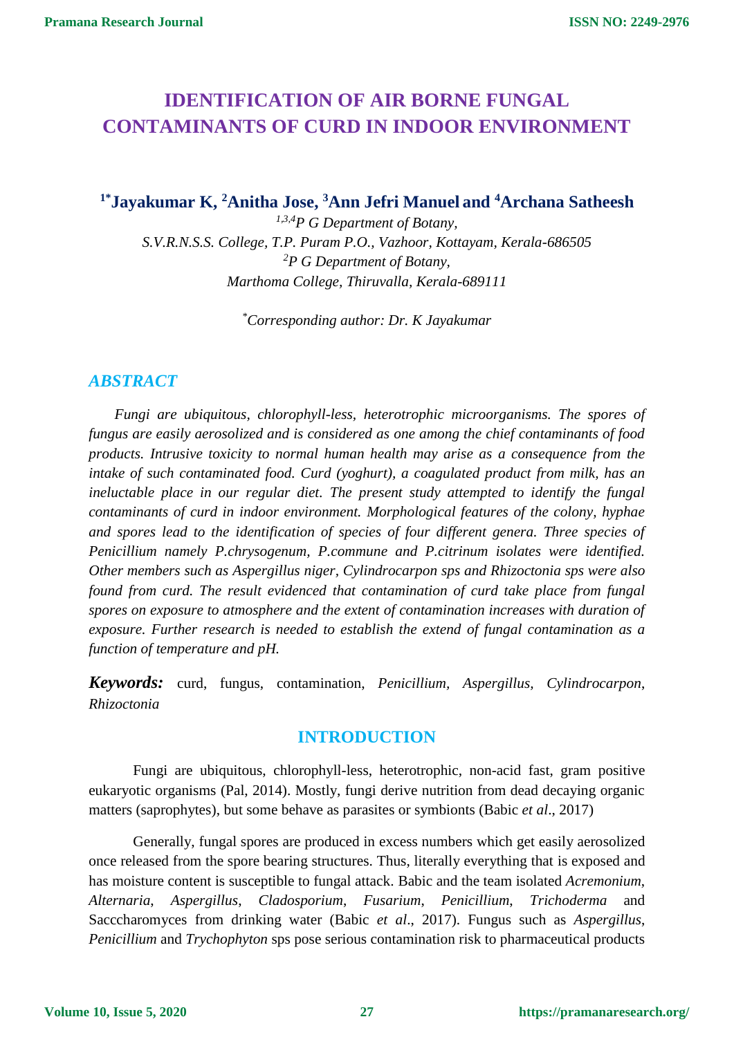# IDENTIFICATION OF AIR BORNE FUNGAL CONTAMINANTS OF CURD IN INDOOR ENVIRONMENT

**[1*]Jayakumar K, [2]Anitha Jose, [3]Ann Jefri Manuel and [4]Archana Satheesh**

*[1,3,4]P G Department of Botany,*
*S.V.R.N.S.S. College, T.P. Puram P.O., Vazhoor, Kottayam, Kerala-686505*
*[2]P G Department of Botany,*
*Marthoma College, Thiruvalla, Kerala-689111*

*[*]Corresponding author: Dr. K Jayakumar*

## *ABSTRACT*

*Fungi are ubiquitous, chlorophyll-less, heterotrophic microorganisms. The spores of fungus are easily aerosolized and is considered as one among the chief contaminants of food products. Intrusive toxicity to normal human health may arise as a consequence from the intake of such contaminated food. Curd (yoghurt), a coagulated product from milk, has an ineluctable place in our regular diet. The present study attempted to identify the fungal contaminants of curd in indoor environment. Morphological features of the colony, hyphae and spores lead to the identification of species of four different genera. Three species of Penicillium namely P.chrysogenum, P.commune and P.citrinum isolates were identified. Other members such as Aspergillus niger, Cylindrocarpon sps and Rhizoctonia sps were also found from curd. The result evidenced that contamination of curd take place from fungal spores on exposure to atmosphere and the extent of contamination increases with duration of exposure. Further research is needed to establish the extend of fungal contamination as a function of temperature and pH.*

***Keywords:*** curd, fungus, contamination, *Penicillium*, *Aspergillus*, *Cylindrocarpon*, *Rhizoctonia*

## INTRODUCTION

Fungi are ubiquitous, chlorophyll-less, heterotrophic, non-acid fast, gram positive eukaryotic organisms (Pal, 2014). Mostly, fungi derive nutrition from dead decaying organic matters (saprophytes), but some behave as parasites or symbionts (Babic *et al*., 2017)

Generally, fungal spores are produced in excess numbers which get easily aerosolized once released from the spore bearing structures. Thus, literally everything that is exposed and has moisture content is susceptible to fungal attack. Babic and the team isolated *Acremonium*, *Alternaria*, *Aspergillus*, *Cladosporium*, *Fusarium*, *Penicillium*, *Trichoderma* and Saccharomyces from drinking water (Babic *et al*., 2017). Fungus such as *Aspergillus*, *Penicillium* and *Trychophyton* sps pose serious contamination risk to pharmaceutical products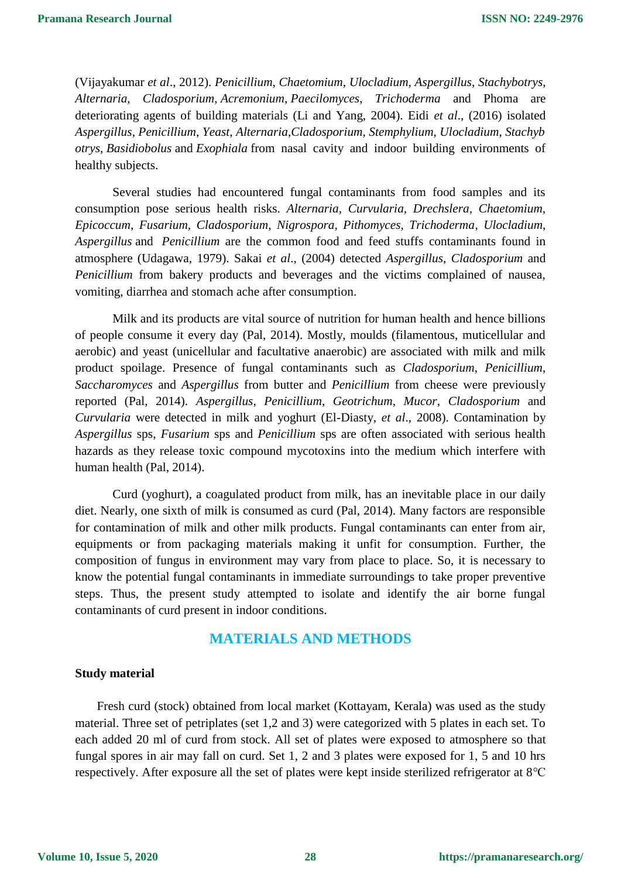(Vijayakumar *et al*., 2012). *Penicillium*, *Chaetomium*, *Ulocladium*, *Aspergillus*, *Stachybotrys*, *Alternaria*, *Cladosporium*, *Acremonium*, *Paecilomyces*, *Trichoderma* and Phoma are deteriorating agents of building materials (Li and Yang, 2004). Eidi *et al*., (2016) isolated *Aspergillus*, *Penicillium*, *Yeast*, *Alternaria*,*Cladosporium*, *Stemphylium*, *Ulocladium*, *Stachyb otrys*, *Basidiobolus* and *Exophiala* from nasal cavity and indoor building environments of healthy subjects.

Several studies had encountered fungal contaminants from food samples and its consumption pose serious health risks. *Alternaria*, *Curvularia*, *Drechslera*, *Chaetomium*, *Epicoccum*, *Fusarium*, *Cladosporium*, *Nigrospora*, *Pithomyces*, *Trichoderma*, *Ulocladium*, *Aspergillus* and *Penicillium* are the common food and feed stuffs contaminants found in atmosphere (Udagawa, 1979). Sakai *et al*., (2004) detected *Aspergillus*, *Cladosporium* and *Penicillium* from bakery products and beverages and the victims complained of nausea, vomiting, diarrhea and stomach ache after consumption.

Milk and its products are vital source of nutrition for human health and hence billions of people consume it every day (Pal, 2014). Mostly, moulds (filamentous, muticellular and aerobic) and yeast (unicellular and facultative anaerobic) are associated with milk and milk product spoilage. Presence of fungal contaminants such as *Cladosporium*, *Penicillium*, *Saccharomyces* and *Aspergillus* from butter and *Penicillium* from cheese were previously reported (Pal, 2014). *Aspergillus*, *Penicillium*, *Geotrichum*, *Mucor*, *Cladosporium* and *Curvularia* were detected in milk and yoghurt (El-Diasty, *et al*., 2008). Contamination by *Aspergillus* sps, *Fusarium* sps and *Penicillium* sps are often associated with serious health hazards as they release toxic compound mycotoxins into the medium which interfere with human health (Pal, 2014).

Curd (yoghurt), a coagulated product from milk, has an inevitable place in our daily diet. Nearly, one sixth of milk is consumed as curd (Pal, 2014). Many factors are responsible for contamination of milk and other milk products. Fungal contaminants can enter from air, equipments or from packaging materials making it unfit for consumption. Further, the composition of fungus in environment may vary from place to place. So, it is necessary to know the potential fungal contaminants in immediate surroundings to take proper preventive steps. Thus, the present study attempted to isolate and identify the air borne fungal contaminants of curd present in indoor conditions.

## MATERIALS AND METHODS

### Study material

Fresh curd (stock) obtained from local market (Kottayam, Kerala) was used as the study material. Three set of petriplates (set 1,2 and 3) were categorized with 5 plates in each set. To each added 20 ml of curd from stock. All set of plates were exposed to atmosphere so that fungal spores in air may fall on curd. Set 1, 2 and 3 plates were exposed for 1, 5 and 10 hrs respectively. After exposure all the set of plates were kept inside sterilized refrigerator at 8℃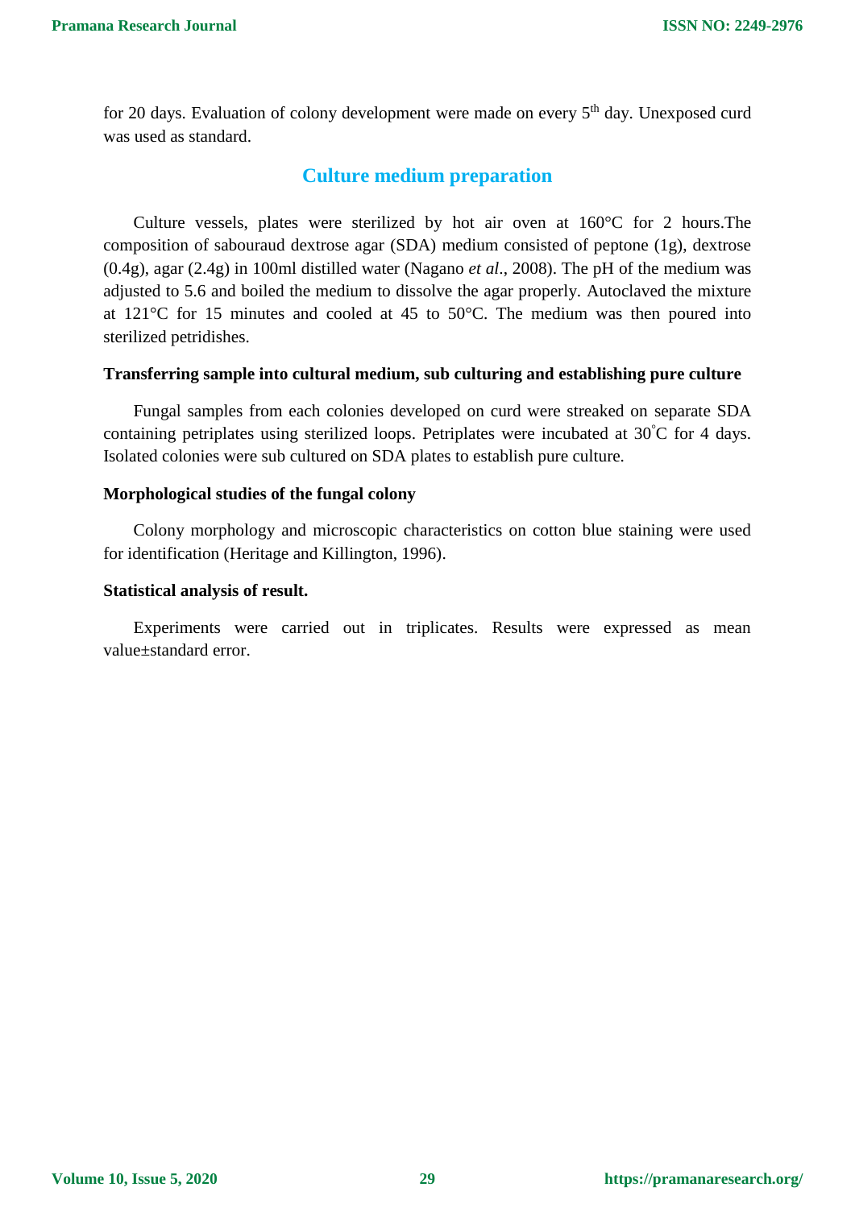for 20 days. Evaluation of colony development were made on every 5th day. Unexposed curd was used as standard.

## Culture medium preparation

Culture vessels, plates were sterilized by hot air oven at 160°C for 2 hours.The composition of sabouraud dextrose agar (SDA) medium consisted of peptone (1g), dextrose (0.4g), agar (2.4g) in 100ml distilled water (Nagano *et al*., 2008). The pH of the medium was adjusted to 5.6 and boiled the medium to dissolve the agar properly. Autoclaved the mixture at 121°C for 15 minutes and cooled at 45 to 50°C. The medium was then poured into sterilized petridishes.

**Transferring sample into cultural medium, sub culturing and establishing pure culture**

Fungal samples from each colonies developed on curd were streaked on separate SDA containing petriplates using sterilized loops. Petriplates were incubated at 30°C for 4 days. Isolated colonies were sub cultured on SDA plates to establish pure culture.

**Morphological studies of the fungal colony**

Colony morphology and microscopic characteristics on cotton blue staining were used for identification (Heritage and Killington, 1996).

**Statistical analysis of result.**

Experiments were carried out in triplicates. Results were expressed as mean value±standard error.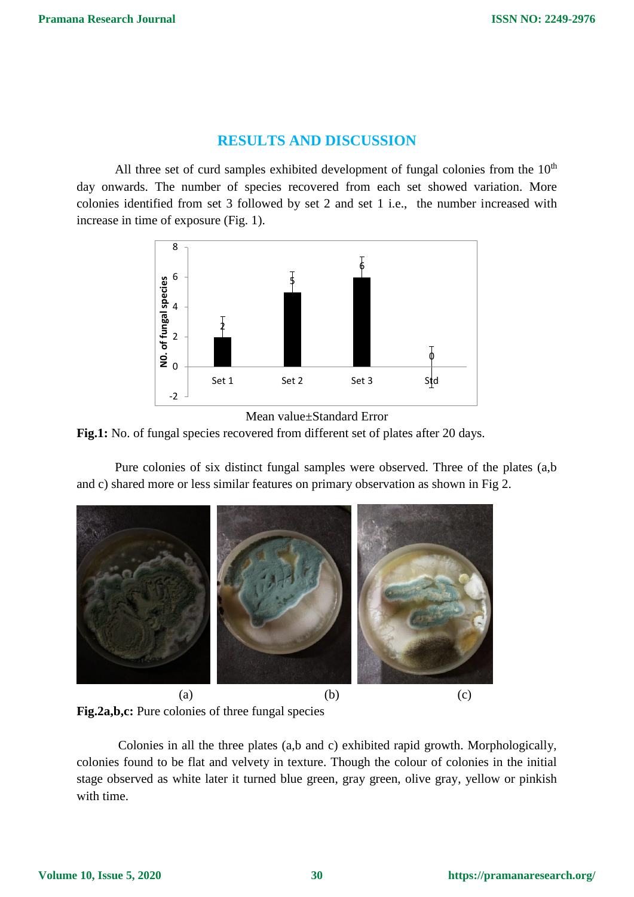## RESULTS AND DISCUSSION

All three set of curd samples exhibited development of fungal colonies from the 10$^{th}$ day onwards. The number of species recovered from each set showed variation. More colonies identified from set 3 followed by set 2 and set 1 i.e., the number increased with increase in time of exposure (Fig. 1).

Mean value±Standard Error

**Fig.1:** No. of fungal species recovered from different set of plates after 20 days.

Pure colonies of six distinct fungal samples were observed. Three of the plates (a,b and c) shared more or less similar features on primary observation as shown in Fig 2.

(a) (b) (c)

**Fig.2a,b,c:** Pure colonies of three fungal species

Colonies in all the three plates (a,b and c) exhibited rapid growth. Morphologically, colonies found to be flat and velvety in texture. Though the colour of colonies in the initial stage observed as white later it turned blue green, gray green, olive gray, yellow or pinkish with time.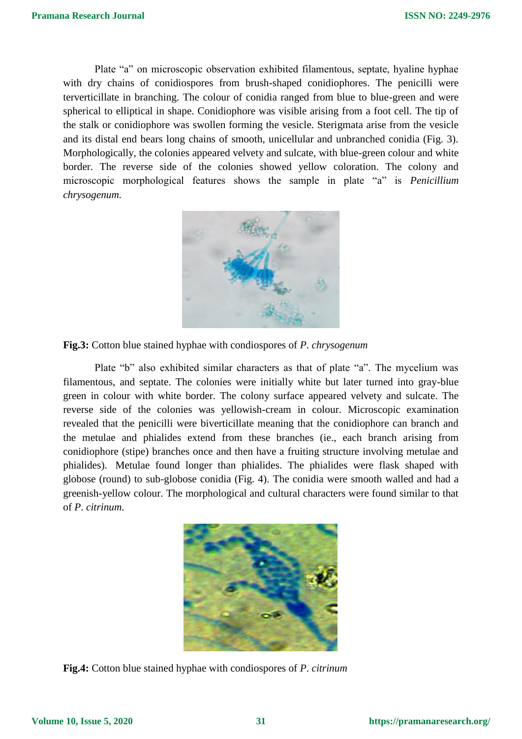Plate "a" on microscopic observation exhibited filamentous, septate, hyaline hyphae with dry chains of conidiospores from brush-shaped conidiophores. The penicilli were terverticillate in branching. The colour of conidia ranged from blue to blue-green and were spherical to elliptical in shape. Conidiophore was visible arising from a foot cell. The tip of the stalk or conidiophore was swollen forming the vesicle. Sterigmata arise from the vesicle and its distal end bears long chains of smooth, unicellular and unbranched conidia (Fig. 3). Morphologically, the colonies appeared velvety and sulcate, with blue-green colour and white border. The reverse side of the colonies showed yellow coloration. The colony and microscopic morphological features shows the sample in plate "a" is *Penicillium chrysogenum.*

**Fig.3:** Cotton blue stained hyphae with condiospores of *P. chrysogenum*

Plate "b" also exhibited similar characters as that of plate "a". The mycelium was filamentous, and septate. The colonies were initially white but later turned into gray-blue green in colour with white border. The colony surface appeared velvety and sulcate. The reverse side of the colonies was yellowish-cream in colour. Microscopic examination revealed that the penicilli were biverticillate meaning that the conidiophore can branch and the metulae and phialides extend from these branches (ie., each branch arising from conidiophore (stipe) branches once and then have a fruiting structure involving metulae and phialides). Metulae found longer than phialides. The phialides were flask shaped with globose (round) to sub-globose conidia (Fig. 4). The conidia were smooth walled and had a greenish-yellow colour. The morphological and cultural characters were found similar to that of *P. citrinum.*

**Fig.4:** Cotton blue stained hyphae with condiospores of *P. citrinum*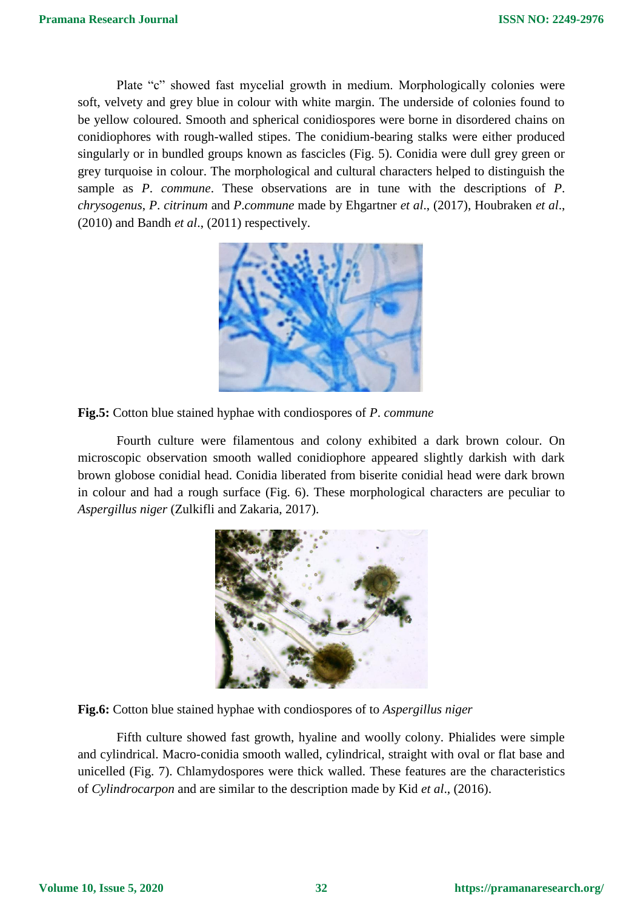Plate "c" showed fast mycelial growth in medium. Morphologically colonies were soft, velvety and grey blue in colour with white margin. The underside of colonies found to be yellow coloured. Smooth and spherical conidiospores were borne in disordered chains on conidiophores with rough-walled stipes. The conidium-bearing stalks were either produced singularly or in bundled groups known as fascicles (Fig. 5). Conidia were dull grey green or grey turquoise in colour. The morphological and cultural characters helped to distinguish the sample as *P. commune*. These observations are in tune with the descriptions of *P. chrysogenus*, *P. citrinum* and *P.commune* made by Ehgartner *et al*., (2017), Houbraken *et al*., (2010) and Bandh *et al*., (2011) respectively.

**Fig.5:** Cotton blue stained hyphae with condiospores of *P. commune*

Fourth culture were filamentous and colony exhibited a dark brown colour. On microscopic observation smooth walled conidiophore appeared slightly darkish with dark brown globose conidial head. Conidia liberated from biserite conidial head were dark brown in colour and had a rough surface (Fig. 6). These morphological characters are peculiar to *Aspergillus niger* (Zulkifli and Zakaria, 2017).

**Fig.6:** Cotton blue stained hyphae with condiospores of to *Aspergillus niger*

Fifth culture showed fast growth, hyaline and woolly colony. Phialides were simple and cylindrical. Macro-conidia smooth walled, cylindrical, straight with oval or flat base and unicelled (Fig. 7). Chlamydospores were thick walled. These features are the characteristics of *Cylindrocarpon* and are similar to the description made by Kid *et al*., (2016).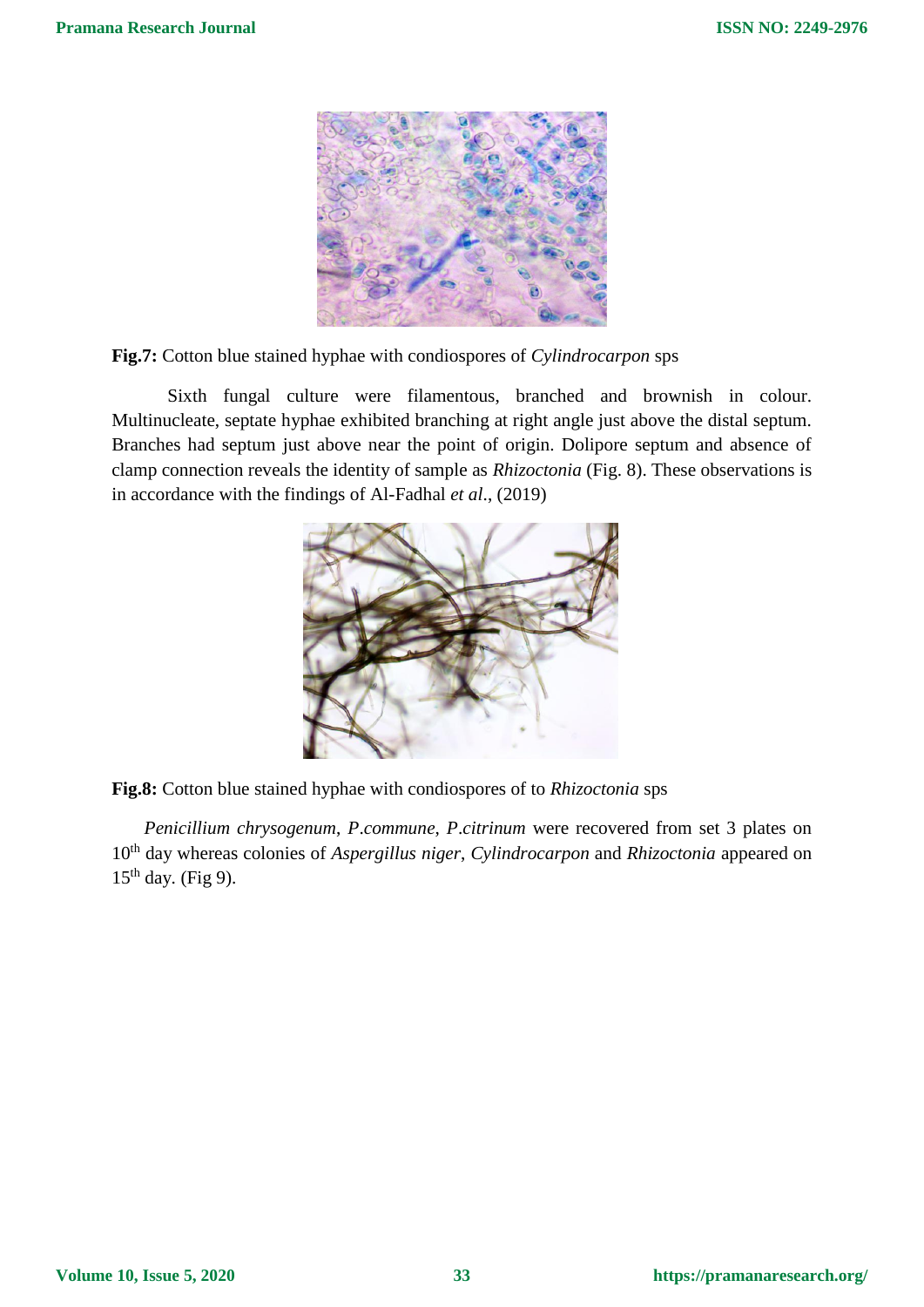**Fig.7:** Cotton blue stained hyphae with condiospores of *Cylindrocarpon* sps

Sixth fungal culture were filamentous, branched and brownish in colour. Multinucleate, septate hyphae exhibited branching at right angle just above the distal septum. Branches had septum just above near the point of origin. Dolipore septum and absence of clamp connection reveals the identity of sample as *Rhizoctonia* (Fig. 8). These observations is in accordance with the findings of Al-Fadhal *et al*., (2019)

**Fig.8:** Cotton blue stained hyphae with condiospores of to *Rhizoctonia* sps

*Penicillium chrysogenum*, *P.commune*, *P.citrinum* were recovered from set 3 plates on 10th day whereas colonies of *Aspergillus niger*, *Cylindrocarpon* and *Rhizoctonia* appeared on 15th day. (Fig 9).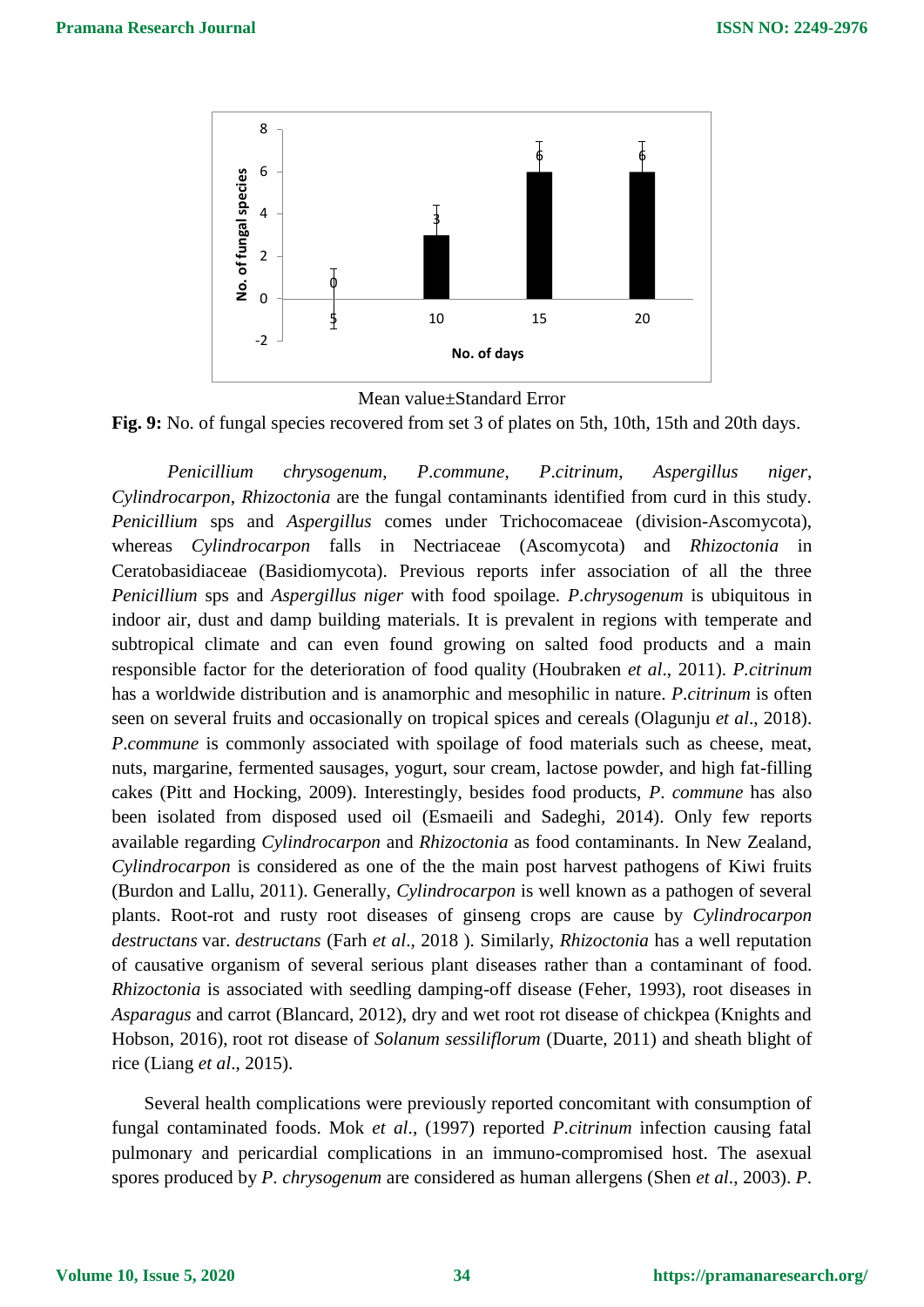Mean value±Standard Error

**Fig. 9:** No. of fungal species recovered from set 3 of plates on 5th, 10th, 15th and 20th days.

*Penicillium chrysogenum*, *P.commune*, *P.citrinum*, *Aspergillus niger*, *Cylindrocarpon*, *Rhizoctonia* are the fungal contaminants identified from curd in this study. *Penicillium* sps and *Aspergillus* comes under Trichocomaceae (division-Ascomycota), whereas *Cylindrocarpon* falls in Nectriaceae (Ascomycota) and *Rhizoctonia* in Ceratobasidiaceae (Basidiomycota). Previous reports infer association of all the three *Penicillium* sps and *Aspergillus niger* with food spoilage. *P.chrysogenum* is ubiquitous in indoor air, dust and damp building materials. It is prevalent in regions with temperate and subtropical climate and can even found growing on salted food products and a main responsible factor for the deterioration of food quality (Houbraken *et al*., 2011). *P.citrinum* has a worldwide distribution and is anamorphic and mesophilic in nature. *P.citrinum* is often seen on several fruits and occasionally on tropical spices and cereals (Olagunju *et al*., 2018). *P.commune* is commonly associated with spoilage of food materials such as cheese, meat, nuts, margarine, fermented sausages, yogurt, sour cream, lactose powder, and high fat-filling cakes (Pitt and Hocking, 2009). Interestingly, besides food products, *P. commune* has also been isolated from disposed used oil (Esmaeili and Sadeghi, 2014). Only few reports available regarding *Cylindrocarpon* and *Rhizoctonia* as food contaminants. In New Zealand, *Cylindrocarpon* is considered as one of the the main post harvest pathogens of Kiwi fruits (Burdon and Lallu, 2011). Generally, *Cylindrocarpon* is well known as a pathogen of several plants. Root-rot and rusty root diseases of ginseng crops are cause by *Cylindrocarpon destructans* var. *destructans* (Farh *et al*., 2018 ). Similarly, *Rhizoctonia* has a well reputation of causative organism of several serious plant diseases rather than a contaminant of food. *Rhizoctonia* is associated with seedling damping-off disease (Feher, 1993), root diseases in *Asparagus* and carrot (Blancard, 2012), dry and wet root rot disease of chickpea (Knights and Hobson, 2016), root rot disease of *Solanum sessiliflorum* (Duarte, 2011) and sheath blight of rice (Liang *et al*., 2015).

Several health complications were previously reported concomitant with consumption of fungal contaminated foods. Mok *et al*., (1997) reported *P.citrinum* infection causing fatal pulmonary and pericardial complications in an immuno-compromised host. The asexual spores produced by *P. chrysogenum* are considered as human allergens (Shen *et al*., 2003). *P.*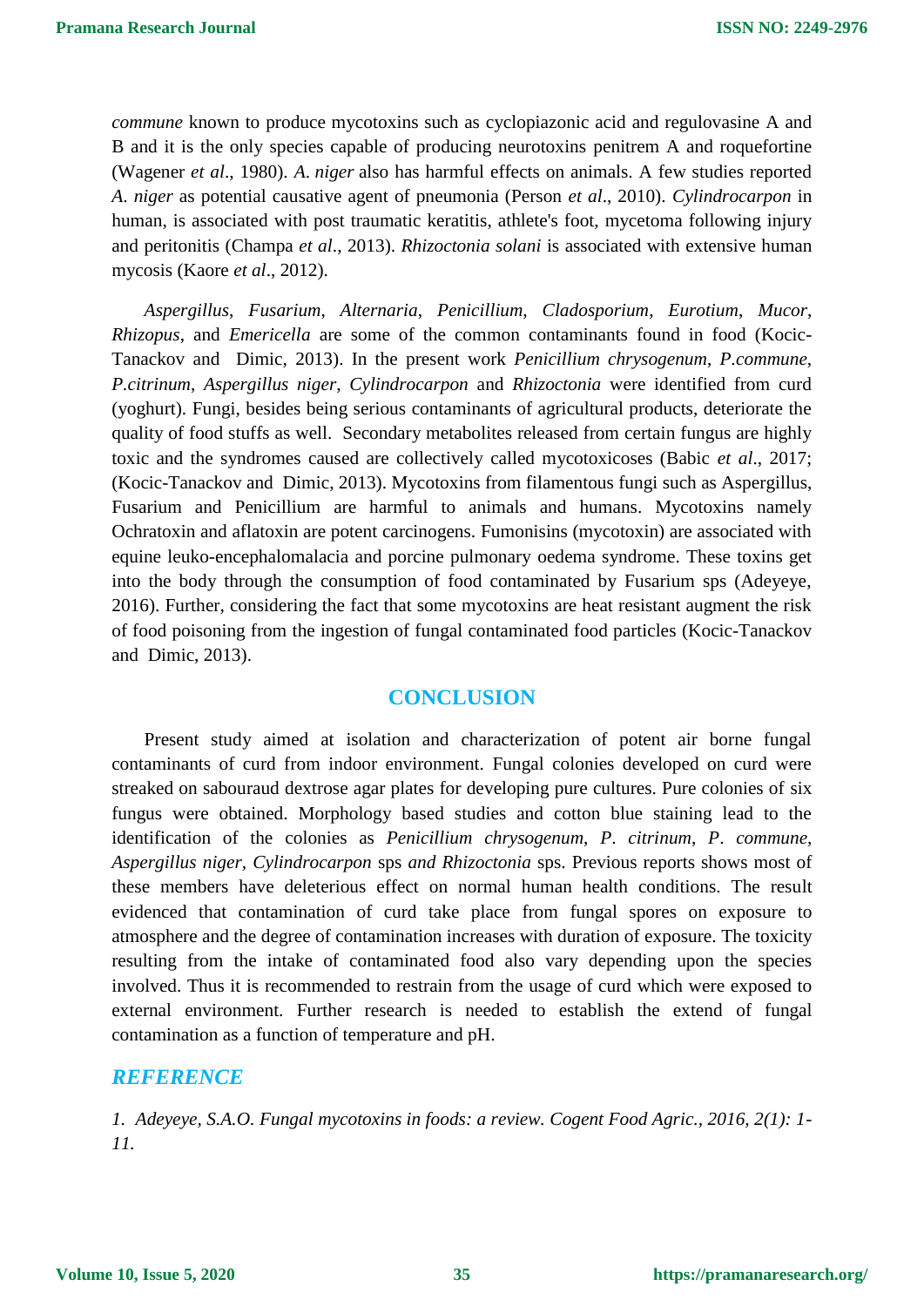*commune* known to produce mycotoxins such as cyclopiazonic acid and regulovasine A and B and it is the only species capable of producing neurotoxins penitrem A and roquefortine (Wagener *et al*., 1980). *A. niger* also has harmful effects on animals. A few studies reported *A. niger* as potential causative agent of pneumonia (Person *et al*., 2010). *Cylindrocarpon* in human, is associated with post traumatic keratitis, athlete's foot, mycetoma following injury and peritonitis (Champa *et al*., 2013). *Rhizoctonia solani* is associated with extensive human mycosis (Kaore *et al*., 2012).

*Aspergillus*, *Fusarium*, *Alternaria*, *Penicillium*, *Cladosporium*, *Eurotium*, *Mucor*, *Rhizopus*, and *Emericella* are some of the common contaminants found in food (Kocic-Tanackov and Dimic, 2013). In the present work *Penicillium chrysogenum*, *P.commune*, *P.citrinum*, *Aspergillus niger*, *Cylindrocarpon* and *Rhizoctonia* were identified from curd (yoghurt). Fungi, besides being serious contaminants of agricultural products, deteriorate the quality of food stuffs as well. Secondary metabolites released from certain fungus are highly toxic and the syndromes caused are collectively called mycotoxicoses (Babic *et al*., 2017; (Kocic-Tanackov and Dimic, 2013). Mycotoxins from filamentous fungi such as Aspergillus, Fusarium and Penicillium are harmful to animals and humans. Mycotoxins namely Ochratoxin and aflatoxin are potent carcinogens. Fumonisins (mycotoxin) are associated with equine leuko-encephalomalacia and porcine pulmonary oedema syndrome. These toxins get into the body through the consumption of food contaminated by Fusarium sps (Adeyeye, 2016). Further, considering the fact that some mycotoxins are heat resistant augment the risk of food poisoning from the ingestion of fungal contaminated food particles (Kocic-Tanackov and Dimic, 2013).

## CONCLUSION

Present study aimed at isolation and characterization of potent air borne fungal contaminants of curd from indoor environment. Fungal colonies developed on curd were streaked on sabouraud dextrose agar plates for developing pure cultures. Pure colonies of six fungus were obtained. Morphology based studies and cotton blue staining lead to the identification of the colonies as *Penicillium chrysogenum*, *P. citrinum*, *P. commune*, *Aspergillus niger*, *Cylindrocarpon* sps *and Rhizoctonia* sps. Previous reports shows most of these members have deleterious effect on normal human health conditions. The result evidenced that contamination of curd take place from fungal spores on exposure to atmosphere and the degree of contamination increases with duration of exposure. The toxicity resulting from the intake of contaminated food also vary depending upon the species involved. Thus it is recommended to restrain from the usage of curd which were exposed to external environment. Further research is needed to establish the extend of fungal contamination as a function of temperature and pH.

## REFERENCE

*1. Adeyeye, S.A.O. Fungal mycotoxins in foods: a review. Cogent Food Agric., 2016, 2(1): 1-11.*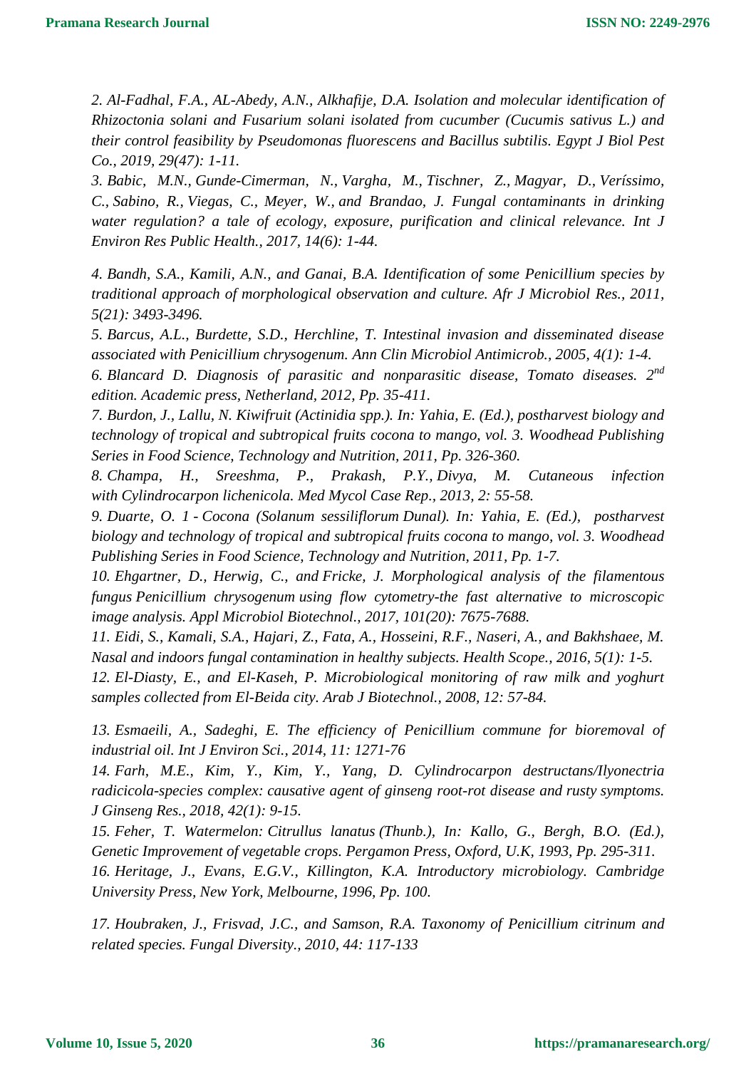*2. Al-Fadhal, F.A., AL-Abedy, A.N., Alkhafije, D.A. Isolation and molecular identification of Rhizoctonia solani and Fusarium solani isolated from cucumber (Cucumis sativus L.) and their control feasibility by Pseudomonas fluorescens and Bacillus subtilis. Egypt J Biol Pest Co., 2019, 29(47): 1-11.*

*3. Babic, M.N., Gunde-Cimerman, N., Vargha, M., Tischner, Z., Magyar, D., Veríssimo, C., Sabino, R., Viegas, C., Meyer, W., and Brandao, J. Fungal contaminants in drinking water regulation? a tale of ecology, exposure, purification and clinical relevance. Int J Environ Res Public Health., 2017, 14(6): 1-44.*

*4. Bandh, S.A., Kamili, A.N., and Ganai, B.A. Identification of some Penicillium species by traditional approach of morphological observation and culture. Afr J Microbiol Res., 2011, 5(21): 3493-3496.*

*5. Barcus, A.L., Burdette, S.D., Herchline, T. Intestinal invasion and disseminated disease associated with Penicillium chrysogenum. Ann Clin Microbiol Antimicrob., 2005, 4(1): 1-4.*

*6. Blancard D. Diagnosis of parasitic and nonparasitic disease, Tomato diseases. 2nd edition. Academic press, Netherland, 2012, Pp. 35-411.*

*7. Burdon, J., Lallu, N. Kiwifruit (Actinidia spp.). In: Yahia, E. (Ed.), postharvest biology and technology of tropical and subtropical fruits cocona to mango, vol. 3. Woodhead Publishing Series in Food Science, Technology and Nutrition, 2011, Pp. 326-360.*

*8. Champa, H., Sreeshma, P., Prakash, P.Y., Divya, M. Cutaneous infection with Cylindrocarpon lichenicola. Med Mycol Case Rep., 2013, 2: 55-58.*

*9. Duarte, O. 1 - Cocona (Solanum sessiliflorum Dunal). In: Yahia, E. (Ed.), postharvest biology and technology of tropical and subtropical fruits cocona to mango, vol. 3. Woodhead Publishing Series in Food Science, Technology and Nutrition, 2011, Pp. 1-7.*

*10. Ehgartner, D., Herwig, C., and Fricke, J. Morphological analysis of the filamentous fungus Penicillium chrysogenum using flow cytometry-the fast alternative to microscopic image analysis. Appl Microbiol Biotechnol., 2017, 101(20): 7675-7688.*

*11. Eidi, S., Kamali, S.A., Hajari, Z., Fata, A., Hosseini, R.F., Naseri, A., and Bakhshaee, M. Nasal and indoors fungal contamination in healthy subjects. Health Scope., 2016, 5(1): 1-5.*

*12. El-Diasty, E., and El-Kaseh, P. Microbiological monitoring of raw milk and yoghurt samples collected from El-Beida city. Arab J Biotechnol., 2008, 12: 57-84.*

*13. Esmaeili, A., Sadeghi, E. The efficiency of Penicillium commune for bioremoval of industrial oil. Int J Environ Sci., 2014, 11: 1271-76*

*14. Farh, M.E., Kim, Y., Kim, Y., Yang, D. Cylindrocarpon destructans/Ilyonectria radicicola-species complex: causative agent of ginseng root-rot disease and rusty symptoms. J Ginseng Res., 2018, 42(1): 9-15.*

*15. Feher, T. Watermelon: Citrullus lanatus (Thunb.), In: Kallo, G., Bergh, B.O. (Ed.), Genetic Improvement of vegetable crops. Pergamon Press, Oxford, U.K, 1993, Pp. 295-311.*

*16. Heritage, J., Evans, E.G.V., Killington, K.A. Introductory microbiology. Cambridge University Press, New York, Melbourne, 1996, Pp. 100.*

*17. Houbraken, J., Frisvad, J.C., and Samson, R.A. Taxonomy of Penicillium citrinum and related species. Fungal Diversity., 2010, 44: 117-133*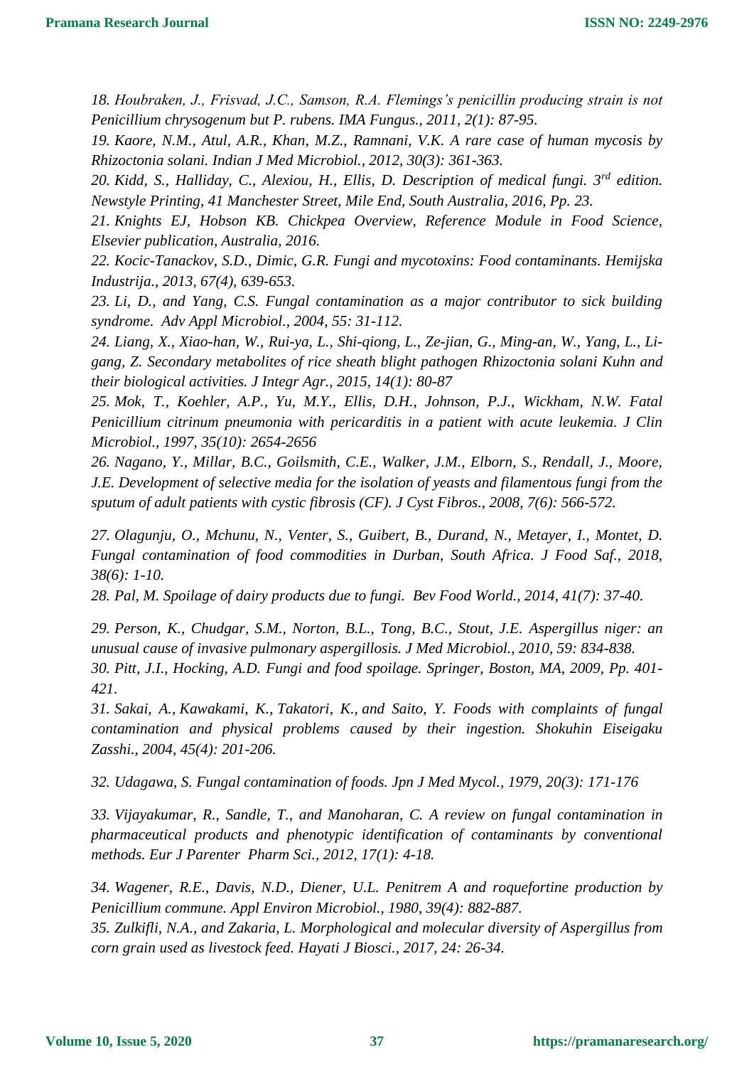*18. Houbraken, J., Frisvad, J.C., Samson, R.A. Flemings's penicillin producing strain is not Penicillium chrysogenum but P. rubens. IMA Fungus., 2011, 2(1): 87-95.*

*19. Kaore, N.M., Atul, A.R., Khan, M.Z., Ramnani, V.K. A rare case of human mycosis by Rhizoctonia solani. Indian J Med Microbiol., 2012, 30(3): 361-363.*

*20. Kidd, S., Halliday, C., Alexiou, H., Ellis, D. Description of medical fungi. 3rd edition. Newstyle Printing, 41 Manchester Street, Mile End, South Australia, 2016, Pp. 23.*

*21. Knights EJ, Hobson KB. Chickpea Overview, Reference Module in Food Science, Elsevier publication, Australia, 2016.*

*22. Kocic-Tanackov, S.D., Dimic, G.R. Fungi and mycotoxins: Food contaminants. Hemijska Industrija., 2013, 67(4), 639-653.*

*23. Li, D., and Yang, C.S. Fungal contamination as a major contributor to sick building syndrome. Adv Appl Microbiol., 2004, 55: 31-112.*

*24. Liang, X., Xiao-han, W., Rui-ya, L., Shi-qiong, L., Ze-jian, G., Ming-an, W., Yang, L., Li-gang, Z. Secondary metabolites of rice sheath blight pathogen Rhizoctonia solani Kuhn and their biological activities. J Integr Agr., 2015, 14(1): 80-87*

*25. Mok, T., Koehler, A.P., Yu, M.Y., Ellis, D.H., Johnson, P.J., Wickham, N.W. Fatal Penicillium citrinum pneumonia with pericarditis in a patient with acute leukemia. J Clin Microbiol., 1997, 35(10): 2654-2656*

*26. Nagano, Y., Millar, B.C., Goilsmith, C.E., Walker, J.M., Elborn, S., Rendall, J., Moore, J.E. Development of selective media for the isolation of yeasts and filamentous fungi from the sputum of adult patients with cystic fibrosis (CF). J Cyst Fibros., 2008, 7(6): 566-572.*

*27. Olagunju, O., Mchunu, N., Venter, S., Guibert, B., Durand, N., Metayer, I., Montet, D. Fungal contamination of food commodities in Durban, South Africa. J Food Saf., 2018, 38(6): 1-10.*

*28. Pal, M. Spoilage of dairy products due to fungi. Bev Food World., 2014, 41(7): 37-40.*

*29. Person, K., Chudgar, S.M., Norton, B.L., Tong, B.C., Stout, J.E. Aspergillus niger: an unusual cause of invasive pulmonary aspergillosis. J Med Microbiol., 2010, 59: 834-838.*

*30. Pitt, J.I., Hocking, A.D. Fungi and food spoilage. Springer, Boston, MA, 2009, Pp. 401-421.*

*31. Sakai, A., Kawakami, K., Takatori, K., and Saito, Y. Foods with complaints of fungal contamination and physical problems caused by their ingestion. Shokuhin Eiseigaku Zasshi., 2004, 45(4): 201-206.*

*32. Udagawa, S. Fungal contamination of foods. Jpn J Med Mycol., 1979, 20(3): 171-176*

*33. Vijayakumar, R., Sandle, T., and Manoharan, C. A review on fungal contamination in pharmaceutical products and phenotypic identification of contaminants by conventional methods. Eur J Parenter Pharm Sci., 2012, 17(1): 4-18.*

*34. Wagener, R.E., Davis, N.D., Diener, U.L. Penitrem A and roquefortine production by Penicillium commune. Appl Environ Microbiol., 1980, 39(4): 882-887.*

*35. Zulkifli, N.A., and Zakaria, L. Morphological and molecular diversity of Aspergillus from corn grain used as livestock feed. Hayati J Biosci., 2017, 24: 26-34.*